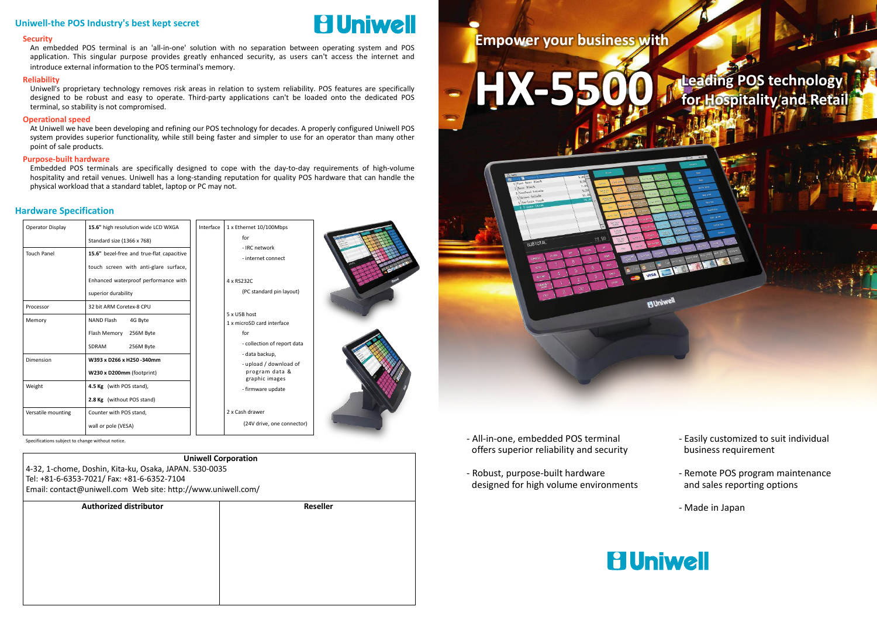## Uniwell-the POS Industry's best kept secret

Uniwell

### Security

An embedded POS terminal is an 'all-in-one' solution with no separation between operating system and POS application. This singular purpose provides greatly enhanced security, as users can't access the internet and introduce external information to the POS terminal's memory.

### Reliability

Uniwell's proprietary technology removes risk areas in relation to system reliability. POS features are specifically designed to be robust and easy to operate. Third-party applications can't be loaded onto the dedicated POS terminal, so stability is not compromised.

### Operational speed

At Uniwell we have been developing and refining our POS technology for decades. A properly configured Uniwell POS system provides superior functionality, while still being faster and simpler to use for an operator than many other point of sale products.

### Purpose-built hardware

Embedded POS terminals are specifically designed to cope with the day-to-day requirements of high-volume hospitality and retail venues. Uniwell has a long-standing reputation for quality POS hardware that can handle the physical workload that a standard tablet, laptop or PC may not.

## Hardware Specification

| | |
|---|---|
| Operator Display | **15.6"** high resolution wide LCD WXGA<br>Standard size (1366 x 768) |
| Touch Panel | **15.6"** bezel-free and true-flat capacitive touch screen with anti-glare surface,<br>Enhanced waterproof performance with superior durability |
| Processor | 32 bit ARM Coretex-8 CPU |
| Memory | NAND Flash 4G Byte<br>Flash Memory 256M Byte<br>SDRAM 256M Byte |
| Dimension | **W393 x D266 x H250 -340mm**<br>**W230 x D200mm** (footprint) |
| Weight | **4.5 Kg** (with POS stand),<br>**2.8 Kg** (without POS stand) |
| Versatile mounting | Counter with POS stand,<br>wall or pole (VESA) |

| | |
|---|---|
| Interface | 1 x Ethernet 10/100Mbps<br>for<br>- IRC network<br>- internet connect<br><br>4 x RS232C<br>(PC standard pin layout)<br><br>5 x USB host<br>1 x microSD card interface<br>for<br>- collection of report data<br>- data backup,<br>- upload / download of program data & graphic images<br>- firmware update<br><br>2 x Cash drawer<br>(24V drive, one connector) |

Specifications subject to change without notice.

**Uniwell Corporation**
4-32, 1-chome, Doshin, Kita-ku, Osaka, JAPAN. 530-0035
Tel: +81-6-6353-7021/ Fax: +81-6-6352-7104
Email: contact@uniwell.com Web site: http://www.uniwell.com/

| Authorized distributor | Reseller |
|---|---|
| | |

# Empower your business with

# HX-5500

## Leading POS technology for Hospitality and Retail

- All-in-one, embedded POS terminal offers superior reliability and security
- Robust, purpose-built hardware designed for high volume environments
- Easily customized to suit individual business requirement
- Remote POS program maintenance and sales reporting options
- Made in Japan

Uniwell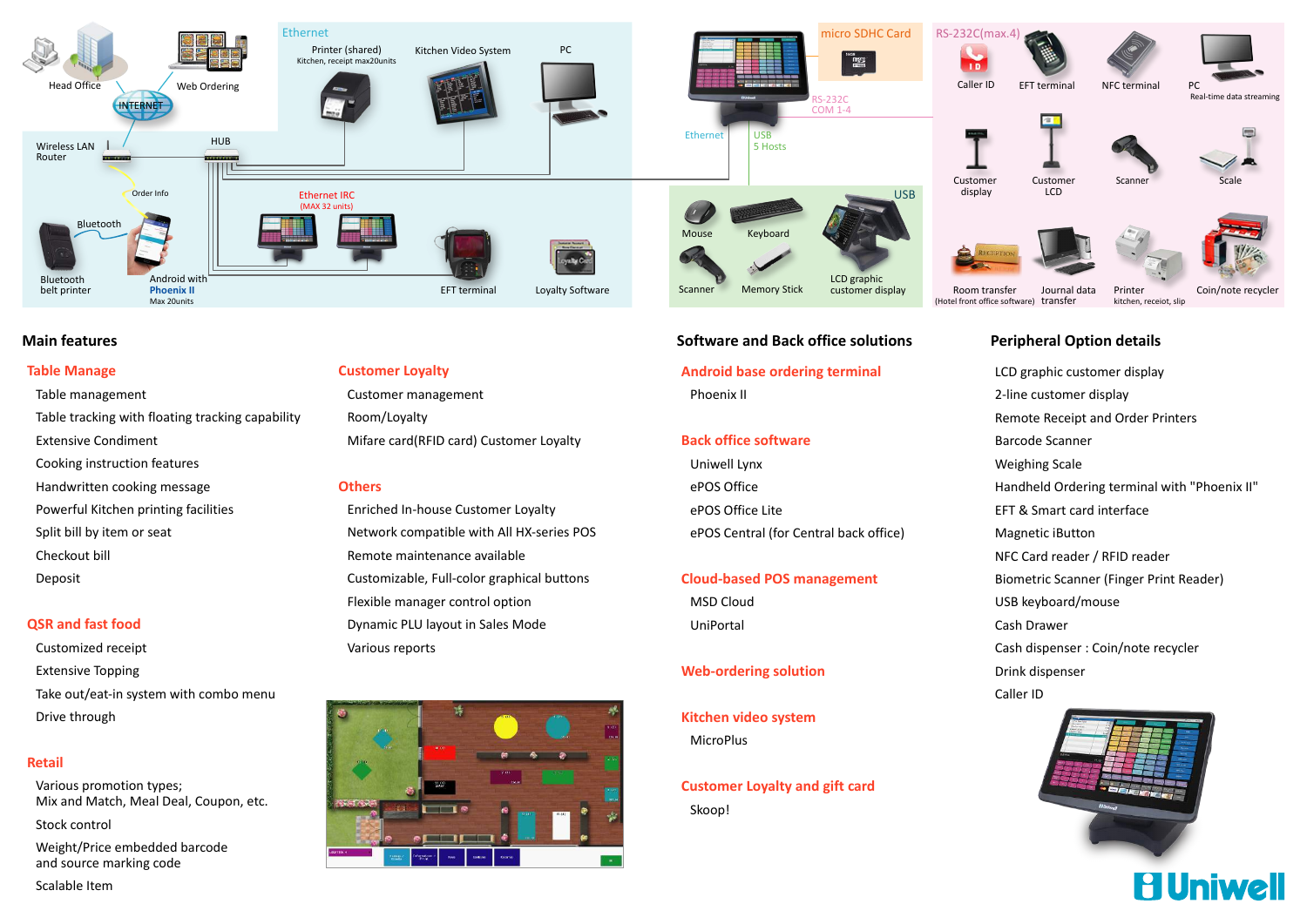Ethernet

Printer (shared)
Kitchen, receipt max20units

Kitchen Video System

PC

Head Office

Web Ordering

INTERNET

Wireless LAN Router

HUB

Order Info

Ethernet IRC
(MAX 32 units)

Bluetooth

Bluetooth belt printer

Android with Phoenix II
Max 20units

EFT terminal

Loyalty Software

micro SDHC Card

RS-232C
COM 1-4

Ethernet

USB
5 Hosts

USB

Mouse

Keyboard

Scanner

Memory Stick

LCD graphic customer display

RS-232C(max.4)

Caller ID

EFT terminal

NFC terminal

PC
Real-time data streaming

Customer display

Customer LCD

Scanner

Scale

Room transfer
(Hotel front office software)

Journal data transfer

Printer
kitchen, receiot, slip

Coin/note recycler

## Main features

### Table Manage

- Table management
- Table tracking with floating tracking capability
- Extensive Condiment
- Cooking instruction features
- Handwritten cooking message
- Powerful Kitchen printing facilities
- Split bill by item or seat
- Checkout bill
- Deposit

### QSR and fast food

- Customized receipt
- Extensive Topping
- Take out/eat-in system with combo menu
- Drive through

### Retail

- Various promotion types;
  Mix and Match, Meal Deal, Coupon, etc.
- Stock control
- Weight/Price embedded barcode
  and source marking code
- Scalable Item

### Customer Loyalty

- Customer management
- Room/Loyalty
- Mifare card(RFID card) Customer Loyalty

### Others

- Enriched In-house Customer Loyalty
- Network compatible with All HX-series POS
- Remote maintenance available
- Customizable, Full-color graphical buttons
- Flexible manager control option
- Dynamic PLU layout in Sales Mode
- Various reports

## Software and Back office solutions

### Android base ordering terminal

- Phoenix II

### Back office software

- Uniwell Lynx
- ePOS Office
- ePOS Office Lite
- ePOS Central (for Central back office)

### Cloud-based POS management

- MSD Cloud
- UniPortal

### Web-ordering solution

### Kitchen video system

- MicroPlus

### Customer Loyalty and gift card

- Skoop!

## Peripheral Option details

- LCD graphic customer display
- 2-line customer display
- Remote Receipt and Order Printers
- Barcode Scanner
- Weighing Scale
- Handheld Ordering terminal with "Phoenix II"
- EFT & Smart card interface
- Magnetic iButton
- NFC Card reader / RFID reader
- Biometric Scanner (Finger Print Reader)
- USB keyboard/mouse
- Cash Drawer
- Cash dispenser : Coin/note recycler
- Drink dispenser
- Caller ID

Uniwell